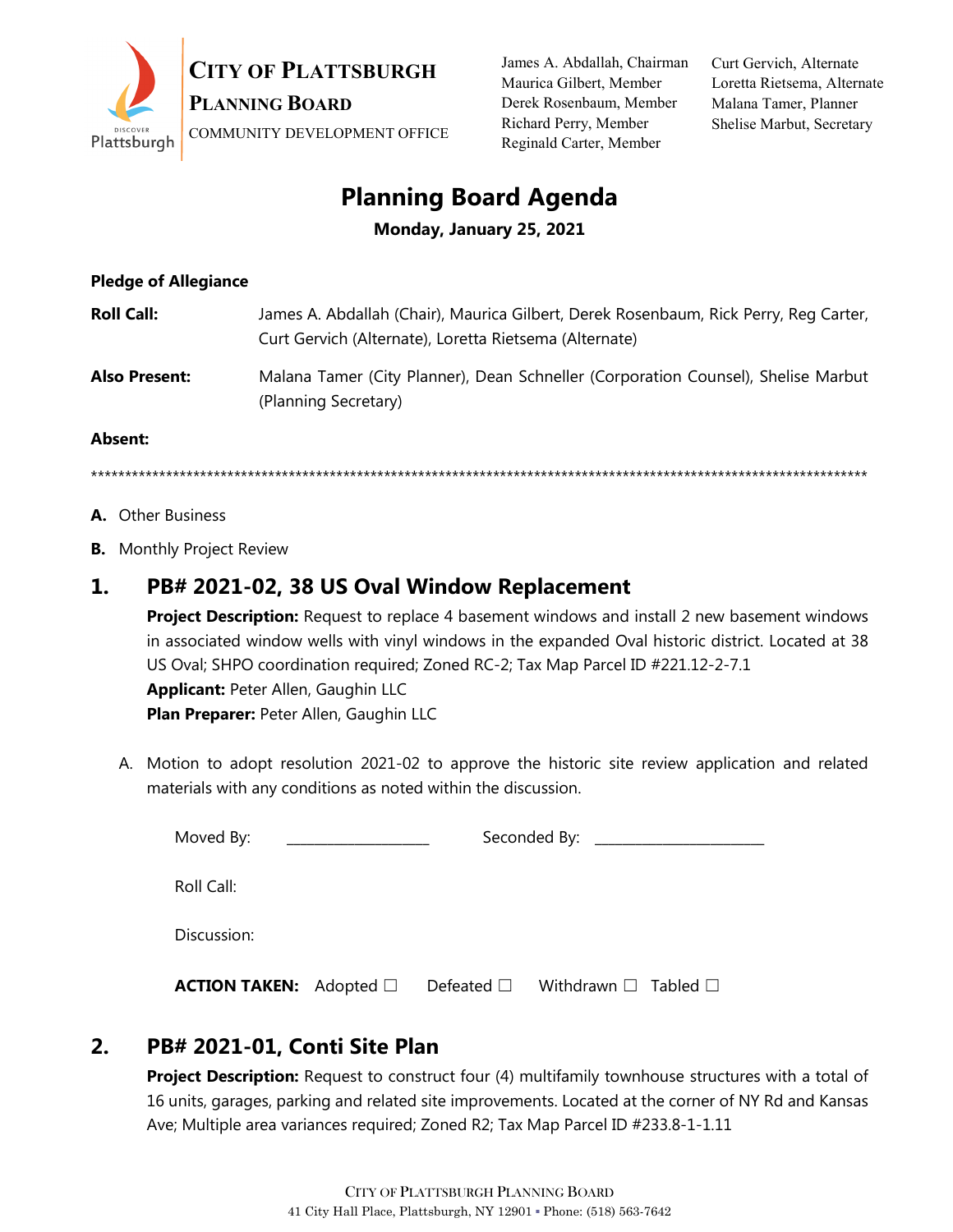**CITY OF PLATTSBURGH**
**PLANNING BOARD**
COMMUNITY DEVELOPMENT OFFICE

James A. Abdallah, Chairman
Maurica Gilbert, Member
Derek Rosenbaum, Member
Richard Perry, Member
Reginald Carter, Member

Curt Gervich, Alternate
Loretta Rietsema, Alternate
Malana Tamer, Planner
Shelise Marbut, Secretary

# Planning Board Agenda

**Monday, January 25, 2021**

**Pledge of Allegiance**

**Roll Call:** James A. Abdallah (Chair), Maurica Gilbert, Derek Rosenbaum, Rick Perry, Reg Carter, Curt Gervich (Alternate), Loretta Rietsema (Alternate)

**Also Present:** Malana Tamer (City Planner), Dean Schneller (Corporation Counsel), Shelise Marbut (Planning Secretary)

**Absent:**

************************************************************************************************************

**A.** Other Business

**B.** Monthly Project Review

## 1. PB# 2021-02, 38 US Oval Window Replacement

**Project Description:** Request to replace 4 basement windows and install 2 new basement windows in associated window wells with vinyl windows in the expanded Oval historic district. Located at 38 US Oval; SHPO coordination required; Zoned RC-2; Tax Map Parcel ID #221.12-2-7.1
**Applicant:** Peter Allen, Gaughin LLC
**Plan Preparer:** Peter Allen, Gaughin LLC

A. Motion to adopt resolution 2021-02 to approve the historic site review application and related materials with any conditions as noted within the discussion.

Moved By: ___________________ Seconded By: ______________________

Roll Call:

Discussion:

**ACTION TAKEN:** Adopted ☐ Defeated ☐ Withdrawn ☐ Tabled ☐

## 2. PB# 2021-01, Conti Site Plan

**Project Description:** Request to construct four (4) multifamily townhouse structures with a total of 16 units, garages, parking and related site improvements. Located at the corner of NY Rd and Kansas Ave; Multiple area variances required; Zoned R2; Tax Map Parcel ID #233.8-1-1.11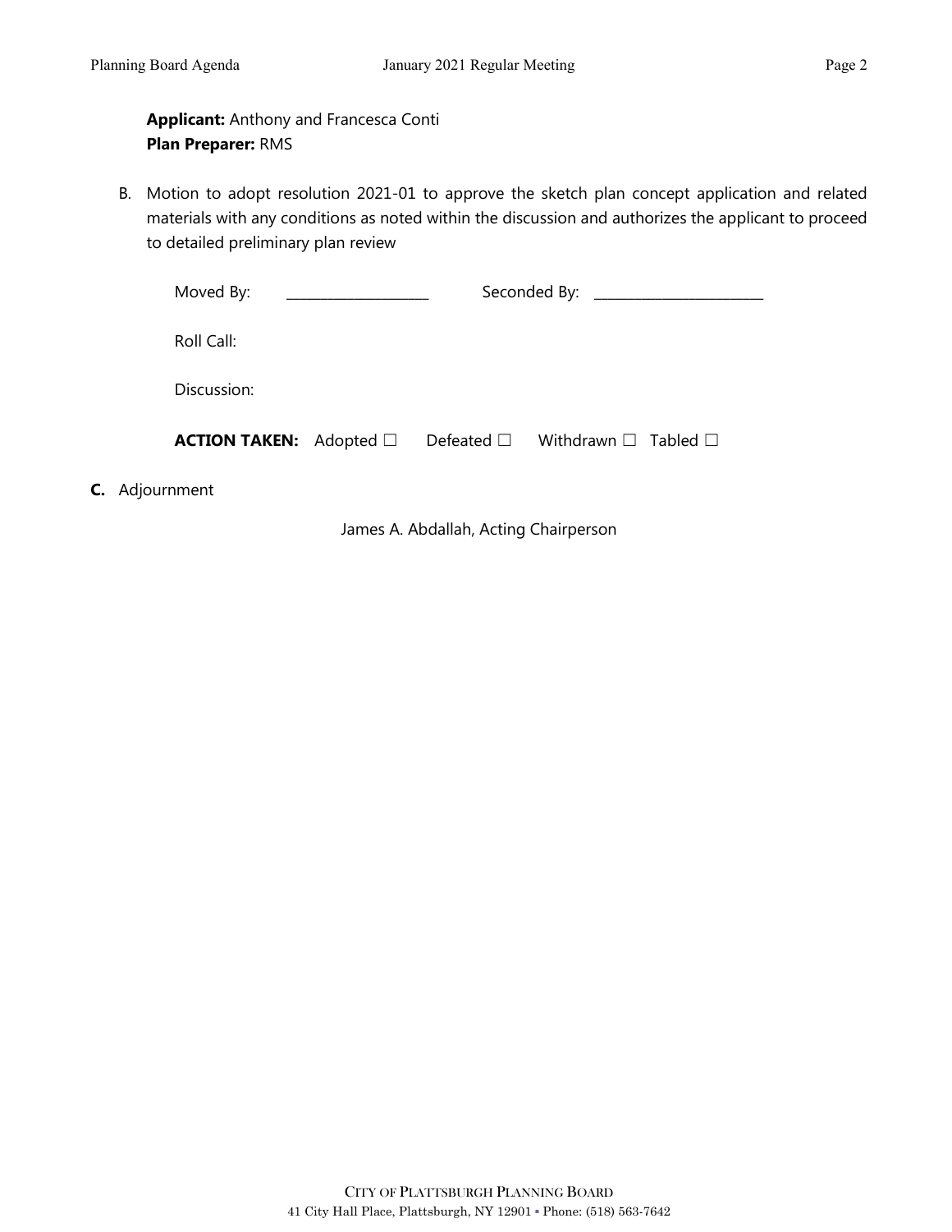**Applicant:** Anthony and Francesca Conti
**Plan Preparer:** RMS

B. Motion to adopt resolution 2021-01 to approve the sketch plan concept application and related materials with any conditions as noted within the discussion and authorizes the applicant to proceed to detailed preliminary plan review

Moved By: ____________________ Seconded By: ________________________

Roll Call:

Discussion:

**ACTION TAKEN:** Adopted ☐ Defeated ☐ Withdrawn ☐ Tabled ☐

**C.** Adjournment

James A. Abdallah, Acting Chairperson

CITY OF PLATTSBURGH PLANNING BOARD
41 City Hall Place, Plattsburgh, NY 12901 ▪ Phone: (518) 563-7642